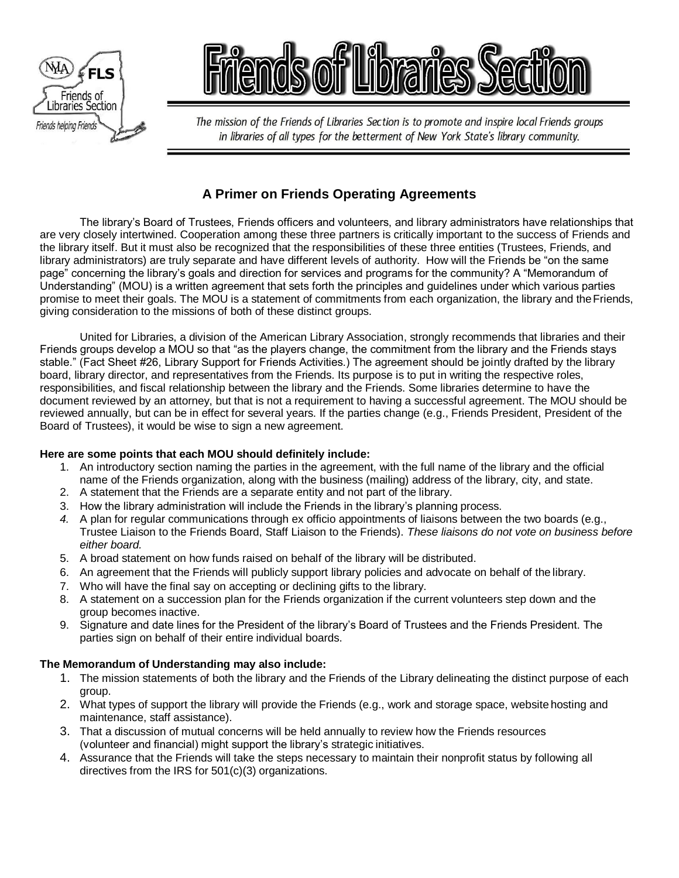# Friends of Libraries Section

*The mission of the Friends of Libraries Section is to promote and inspire local Friends groups in libraries of all types for the betterment of New York State's library community.*

## A Primer on Friends Operating Agreements

The library's Board of Trustees, Friends officers and volunteers, and library administrators have relationships that are very closely intertwined. Cooperation among these three partners is critically important to the success of Friends and the library itself. But it must also be recognized that the responsibilities of these three entities (Trustees, Friends, and library administrators) are truly separate and have different levels of authority. How will the Friends be "on the same page" concerning the library's goals and direction for services and programs for the community? A "Memorandum of Understanding" (MOU) is a written agreement that sets forth the principles and guidelines under which various parties promise to meet their goals. The MOU is a statement of commitments from each organization, the library and the Friends, giving consideration to the missions of both of these distinct groups.

United for Libraries, a division of the American Library Association, strongly recommends that libraries and their Friends groups develop a MOU so that "as the players change, the commitment from the library and the Friends stays stable." (Fact Sheet #26, Library Support for Friends Activities.) The agreement should be jointly drafted by the library board, library director, and representatives from the Friends. Its purpose is to put in writing the respective roles, responsibilities, and fiscal relationship between the library and the Friends. Some libraries determine to have the document reviewed by an attorney, but that is not a requirement to having a successful agreement. The MOU should be reviewed annually, but can be in effect for several years. If the parties change (e.g., Friends President, President of the Board of Trustees), it would be wise to sign a new agreement.

**Here are some points that each MOU should definitely include:**

1. An introductory section naming the parties in the agreement, with the full name of the library and the official name of the Friends organization, along with the business (mailing) address of the library, city, and state.
2. A statement that the Friends are a separate entity and not part of the library.
3. How the library administration will include the Friends in the library's planning process.
4. A plan for regular communications through ex officio appointments of liaisons between the two boards (e.g., Trustee Liaison to the Friends Board, Staff Liaison to the Friends). *These liaisons do not vote on business before either board.*
5. A broad statement on how funds raised on behalf of the library will be distributed.
6. An agreement that the Friends will publicly support library policies and advocate on behalf of the library.
7. Who will have the final say on accepting or declining gifts to the library.
8. A statement on a succession plan for the Friends organization if the current volunteers step down and the group becomes inactive.
9. Signature and date lines for the President of the library's Board of Trustees and the Friends President. The parties sign on behalf of their entire individual boards.

**The Memorandum of Understanding may also include:**

1. The mission statements of both the library and the Friends of the Library delineating the distinct purpose of each group.
2. What types of support the library will provide the Friends (e.g., work and storage space, website hosting and maintenance, staff assistance).
3. That a discussion of mutual concerns will be held annually to review how the Friends resources (volunteer and financial) might support the library's strategic initiatives.
4. Assurance that the Friends will take the steps necessary to maintain their nonprofit status by following all directives from the IRS for 501(c)(3) organizations.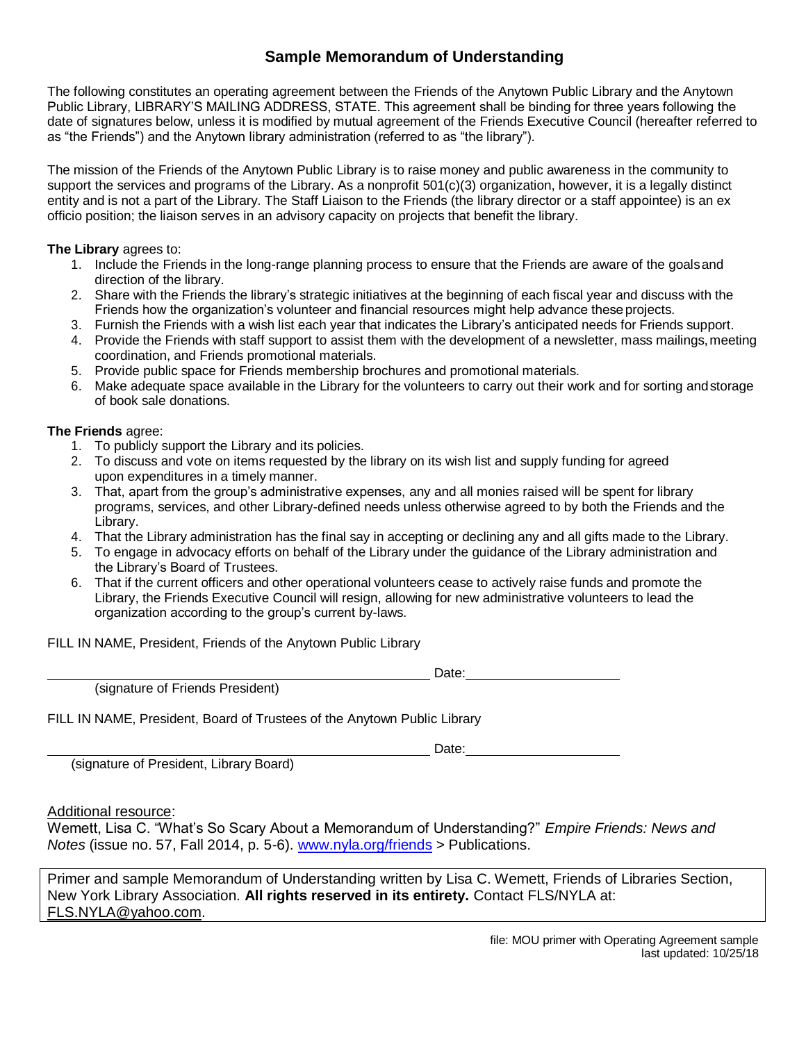# Sample Memorandum of Understanding

The following constitutes an operating agreement between the Friends of the Anytown Public Library and the Anytown Public Library, LIBRARY'S MAILING ADDRESS, STATE. This agreement shall be binding for three years following the date of signatures below, unless it is modified by mutual agreement of the Friends Executive Council (hereafter referred to as "the Friends") and the Anytown library administration (referred to as "the library").

The mission of the Friends of the Anytown Public Library is to raise money and public awareness in the community to support the services and programs of the Library. As a nonprofit 501(c)(3) organization, however, it is a legally distinct entity and is not a part of the Library. The Staff Liaison to the Friends (the library director or a staff appointee) is an ex officio position; the liaison serves in an advisory capacity on projects that benefit the library.

**The Library** agrees to:

1. Include the Friends in the long-range planning process to ensure that the Friends are aware of the goals and direction of the library.
2. Share with the Friends the library's strategic initiatives at the beginning of each fiscal year and discuss with the Friends how the organization's volunteer and financial resources might help advance these projects.
3. Furnish the Friends with a wish list each year that indicates the Library's anticipated needs for Friends support.
4. Provide the Friends with staff support to assist them with the development of a newsletter, mass mailings, meeting coordination, and Friends promotional materials.
5. Provide public space for Friends membership brochures and promotional materials.
6. Make adequate space available in the Library for the volunteers to carry out their work and for sorting and storage of book sale donations.

**The Friends** agree:

1. To publicly support the Library and its policies.
2. To discuss and vote on items requested by the library on its wish list and supply funding for agreed upon expenditures in a timely manner.
3. That, apart from the group's administrative expenses, any and all monies raised will be spent for library programs, services, and other Library-defined needs unless otherwise agreed to by both the Friends and the Library.
4. That the Library administration has the final say in accepting or declining any and all gifts made to the Library.
5. To engage in advocacy efforts on behalf of the Library under the guidance of the Library administration and the Library's Board of Trustees.
6. That if the current officers and other operational volunteers cease to actively raise funds and promote the Library, the Friends Executive Council will resign, allowing for new administrative volunteers to lead the organization according to the group's current by-laws.

FILL IN NAME, President, Friends of the Anytown Public Library

\_\_\_\_\_\_\_\_\_\_\_\_\_\_\_\_\_\_\_\_\_\_\_\_\_\_\_\_\_\_\_\_\_\_\_\_\_\_\_\_ Date: \_\_\_\_\_\_\_\_\_\_\_\_\_\_\_\_\_\_
(signature of Friends President)

FILL IN NAME, President, Board of Trustees of the Anytown Public Library

\_\_\_\_\_\_\_\_\_\_\_\_\_\_\_\_\_\_\_\_\_\_\_\_\_\_\_\_\_\_\_\_\_\_\_\_\_\_\_\_ Date: \_\_\_\_\_\_\_\_\_\_\_\_\_\_\_\_\_\_
(signature of President, Library Board)

Additional resource:

Wemett, Lisa C. "What's So Scary About a Memorandum of Understanding?" *Empire Friends: News and Notes* (issue no. 57, Fall 2014, p. 5-6). www.nyla.org/friends > Publications.

Primer and sample Memorandum of Understanding written by Lisa C. Wemett, Friends of Libraries Section, New York Library Association. **All rights reserved in its entirety.** Contact FLS/NYLA at: FLS.NYLA@yahoo.com.

file: MOU primer with Operating Agreement sample
last updated: 10/25/18